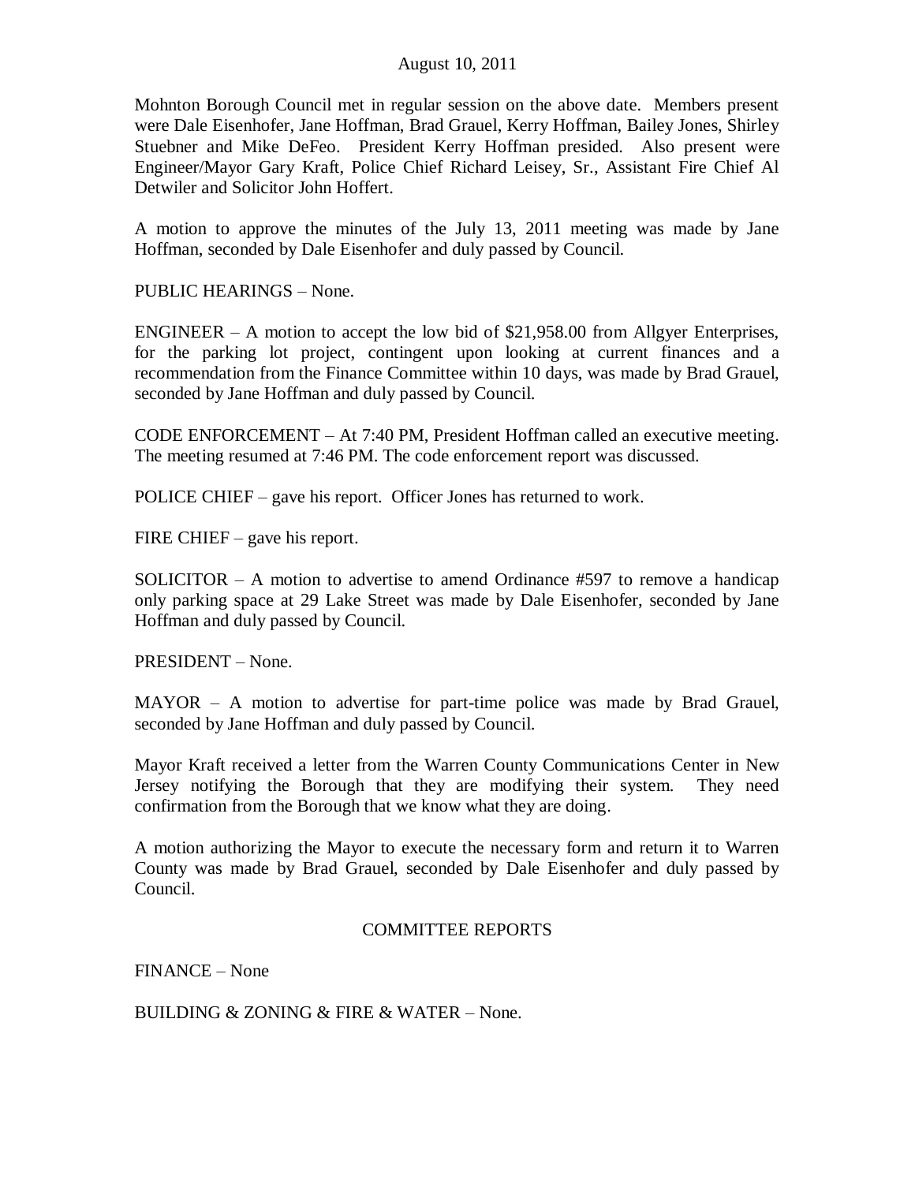August 10, 2011

Mohnton Borough Council met in regular session on the above date. Members present were Dale Eisenhofer, Jane Hoffman, Brad Grauel, Kerry Hoffman, Bailey Jones, Shirley Stuebner and Mike DeFeo. President Kerry Hoffman presided. Also present were Engineer/Mayor Gary Kraft, Police Chief Richard Leisey, Sr., Assistant Fire Chief Al Detwiler and Solicitor John Hoffert.

A motion to approve the minutes of the July 13, 2011 meeting was made by Jane Hoffman, seconded by Dale Eisenhofer and duly passed by Council.

PUBLIC HEARINGS – None.

ENGINEER – A motion to accept the low bid of $21,958.00 from Allgyer Enterprises, for the parking lot project, contingent upon looking at current finances and a recommendation from the Finance Committee within 10 days, was made by Brad Grauel, seconded by Jane Hoffman and duly passed by Council.

CODE ENFORCEMENT – At 7:40 PM, President Hoffman called an executive meeting. The meeting resumed at 7:46 PM. The code enforcement report was discussed.

POLICE CHIEF – gave his report. Officer Jones has returned to work.

FIRE CHIEF – gave his report.

SOLICITOR – A motion to advertise to amend Ordinance #597 to remove a handicap only parking space at 29 Lake Street was made by Dale Eisenhofer, seconded by Jane Hoffman and duly passed by Council.

PRESIDENT – None.

MAYOR – A motion to advertise for part-time police was made by Brad Grauel, seconded by Jane Hoffman and duly passed by Council.

Mayor Kraft received a letter from the Warren County Communications Center in New Jersey notifying the Borough that they are modifying their system. They need confirmation from the Borough that we know what they are doing.

A motion authorizing the Mayor to execute the necessary form and return it to Warren County was made by Brad Grauel, seconded by Dale Eisenhofer and duly passed by Council.

## COMMITTEE REPORTS

FINANCE – None

BUILDING & ZONING & FIRE & WATER – None.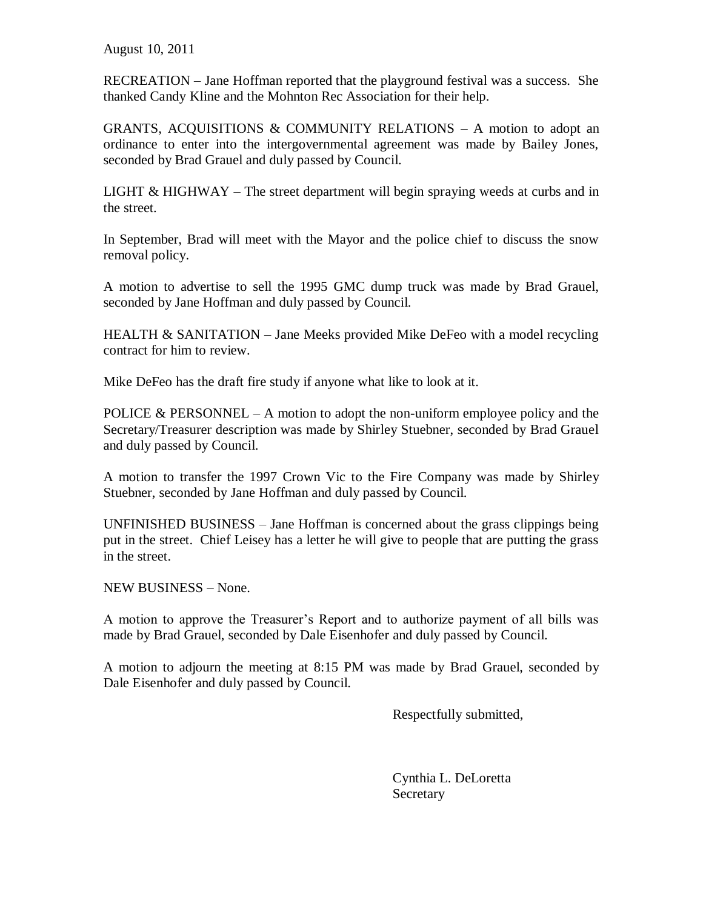August 10, 2011

RECREATION – Jane Hoffman reported that the playground festival was a success. She thanked Candy Kline and the Mohnton Rec Association for their help.

GRANTS, ACQUISITIONS & COMMUNITY RELATIONS – A motion to adopt an ordinance to enter into the intergovernmental agreement was made by Bailey Jones, seconded by Brad Grauel and duly passed by Council.

LIGHT & HIGHWAY – The street department will begin spraying weeds at curbs and in the street.

In September, Brad will meet with the Mayor and the police chief to discuss the snow removal policy.

A motion to advertise to sell the 1995 GMC dump truck was made by Brad Grauel, seconded by Jane Hoffman and duly passed by Council.

HEALTH & SANITATION – Jane Meeks provided Mike DeFeo with a model recycling contract for him to review.

Mike DeFeo has the draft fire study if anyone what like to look at it.

POLICE & PERSONNEL – A motion to adopt the non-uniform employee policy and the Secretary/Treasurer description was made by Shirley Stuebner, seconded by Brad Grauel and duly passed by Council.

A motion to transfer the 1997 Crown Vic to the Fire Company was made by Shirley Stuebner, seconded by Jane Hoffman and duly passed by Council.

UNFINISHED BUSINESS – Jane Hoffman is concerned about the grass clippings being put in the street. Chief Leisey has a letter he will give to people that are putting the grass in the street.

NEW BUSINESS – None.

A motion to approve the Treasurer's Report and to authorize payment of all bills was made by Brad Grauel, seconded by Dale Eisenhofer and duly passed by Council.

A motion to adjourn the meeting at 8:15 PM was made by Brad Grauel, seconded by Dale Eisenhofer and duly passed by Council.

Respectfully submitted,

Cynthia L. DeLoretta
Secretary